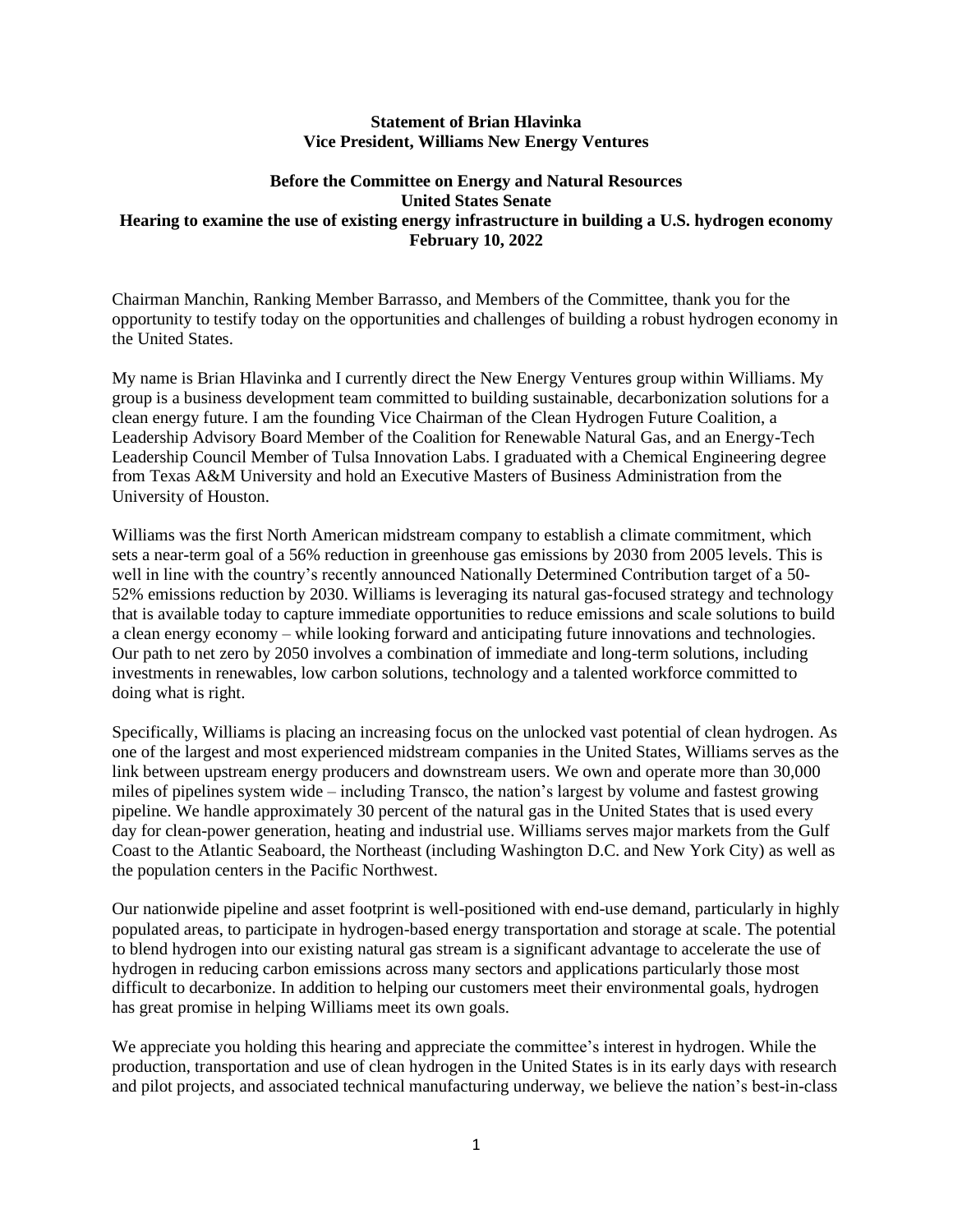**Statement of Brian Hlavinka**
**Vice President, Williams New Energy Ventures**

**Before the Committee on Energy and Natural Resources**
**United States Senate**
**Hearing to examine the use of existing energy infrastructure in building a U.S. hydrogen economy**
**February 10, 2022**

Chairman Manchin, Ranking Member Barrasso, and Members of the Committee, thank you for the opportunity to testify today on the opportunities and challenges of building a robust hydrogen economy in the United States.

My name is Brian Hlavinka and I currently direct the New Energy Ventures group within Williams. My group is a business development team committed to building sustainable, decarbonization solutions for a clean energy future. I am the founding Vice Chairman of the Clean Hydrogen Future Coalition, a Leadership Advisory Board Member of the Coalition for Renewable Natural Gas, and an Energy-Tech Leadership Council Member of Tulsa Innovation Labs. I graduated with a Chemical Engineering degree from Texas A&M University and hold an Executive Masters of Business Administration from the University of Houston.

Williams was the first North American midstream company to establish a climate commitment, which sets a near-term goal of a 56% reduction in greenhouse gas emissions by 2030 from 2005 levels. This is well in line with the country's recently announced Nationally Determined Contribution target of a 50-52% emissions reduction by 2030. Williams is leveraging its natural gas-focused strategy and technology that is available today to capture immediate opportunities to reduce emissions and scale solutions to build a clean energy economy – while looking forward and anticipating future innovations and technologies. Our path to net zero by 2050 involves a combination of immediate and long-term solutions, including investments in renewables, low carbon solutions, technology and a talented workforce committed to doing what is right.

Specifically, Williams is placing an increasing focus on the unlocked vast potential of clean hydrogen. As one of the largest and most experienced midstream companies in the United States, Williams serves as the link between upstream energy producers and downstream users. We own and operate more than 30,000 miles of pipelines system wide – including Transco, the nation's largest by volume and fastest growing pipeline. We handle approximately 30 percent of the natural gas in the United States that is used every day for clean-power generation, heating and industrial use. Williams serves major markets from the Gulf Coast to the Atlantic Seaboard, the Northeast (including Washington D.C. and New York City) as well as the population centers in the Pacific Northwest.

Our nationwide pipeline and asset footprint is well-positioned with end-use demand, particularly in highly populated areas, to participate in hydrogen-based energy transportation and storage at scale. The potential to blend hydrogen into our existing natural gas stream is a significant advantage to accelerate the use of hydrogen in reducing carbon emissions across many sectors and applications particularly those most difficult to decarbonize. In addition to helping our customers meet their environmental goals, hydrogen has great promise in helping Williams meet its own goals.

We appreciate you holding this hearing and appreciate the committee's interest in hydrogen. While the production, transportation and use of clean hydrogen in the United States is in its early days with research and pilot projects, and associated technical manufacturing underway, we believe the nation's best-in-class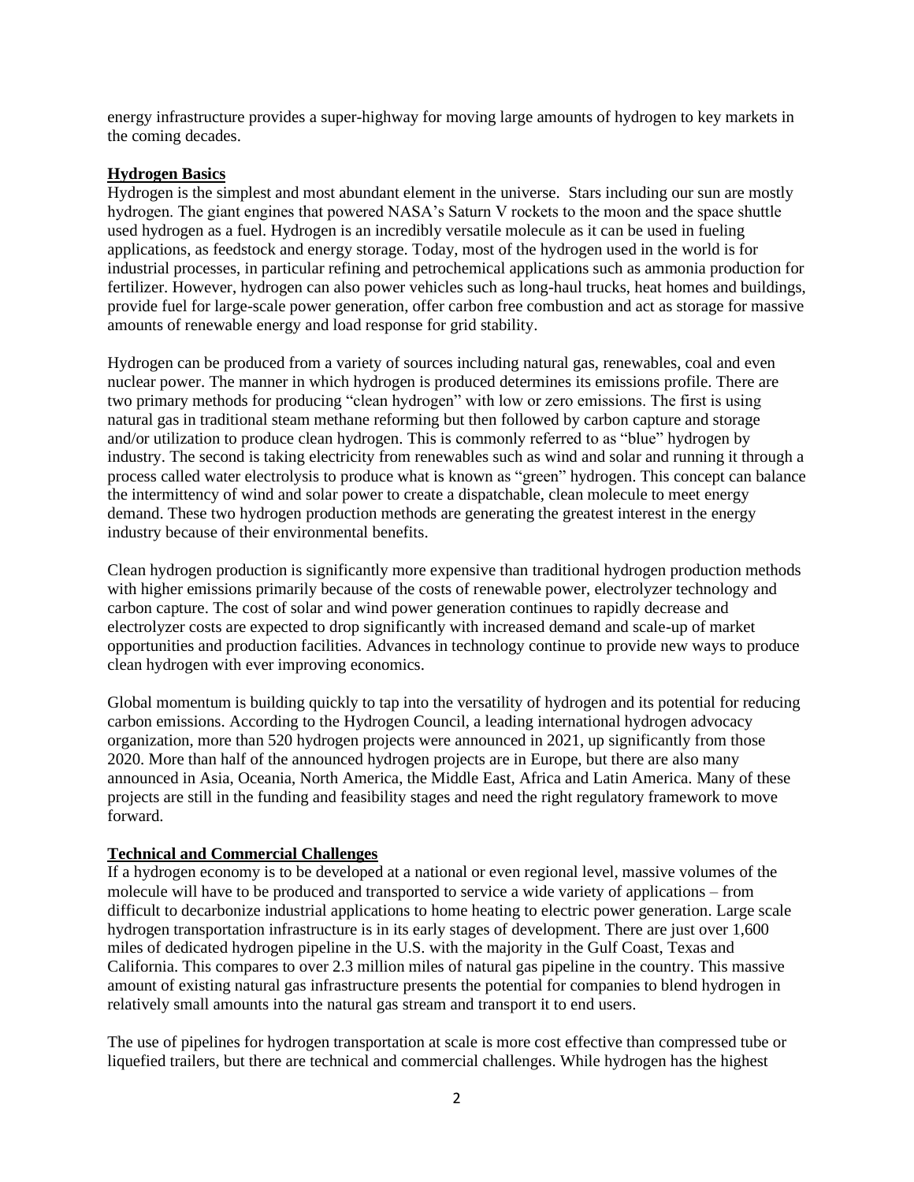energy infrastructure provides a super-highway for moving large amounts of hydrogen to key markets in the coming decades.

## Hydrogen Basics

Hydrogen is the simplest and most abundant element in the universe. Stars including our sun are mostly hydrogen. The giant engines that powered NASA's Saturn V rockets to the moon and the space shuttle used hydrogen as a fuel. Hydrogen is an incredibly versatile molecule as it can be used in fueling applications, as feedstock and energy storage. Today, most of the hydrogen used in the world is for industrial processes, in particular refining and petrochemical applications such as ammonia production for fertilizer. However, hydrogen can also power vehicles such as long-haul trucks, heat homes and buildings, provide fuel for large-scale power generation, offer carbon free combustion and act as storage for massive amounts of renewable energy and load response for grid stability.

Hydrogen can be produced from a variety of sources including natural gas, renewables, coal and even nuclear power. The manner in which hydrogen is produced determines its emissions profile. There are two primary methods for producing "clean hydrogen" with low or zero emissions. The first is using natural gas in traditional steam methane reforming but then followed by carbon capture and storage and/or utilization to produce clean hydrogen. This is commonly referred to as "blue" hydrogen by industry. The second is taking electricity from renewables such as wind and solar and running it through a process called water electrolysis to produce what is known as "green" hydrogen. This concept can balance the intermittency of wind and solar power to create a dispatchable, clean molecule to meet energy demand. These two hydrogen production methods are generating the greatest interest in the energy industry because of their environmental benefits.

Clean hydrogen production is significantly more expensive than traditional hydrogen production methods with higher emissions primarily because of the costs of renewable power, electrolyzer technology and carbon capture. The cost of solar and wind power generation continues to rapidly decrease and electrolyzer costs are expected to drop significantly with increased demand and scale-up of market opportunities and production facilities. Advances in technology continue to provide new ways to produce clean hydrogen with ever improving economics.

Global momentum is building quickly to tap into the versatility of hydrogen and its potential for reducing carbon emissions. According to the Hydrogen Council, a leading international hydrogen advocacy organization, more than 520 hydrogen projects were announced in 2021, up significantly from those 2020. More than half of the announced hydrogen projects are in Europe, but there are also many announced in Asia, Oceania, North America, the Middle East, Africa and Latin America. Many of these projects are still in the funding and feasibility stages and need the right regulatory framework to move forward.

## Technical and Commercial Challenges

If a hydrogen economy is to be developed at a national or even regional level, massive volumes of the molecule will have to be produced and transported to service a wide variety of applications – from difficult to decarbonize industrial applications to home heating to electric power generation. Large scale hydrogen transportation infrastructure is in its early stages of development. There are just over 1,600 miles of dedicated hydrogen pipeline in the U.S. with the majority in the Gulf Coast, Texas and California. This compares to over 2.3 million miles of natural gas pipeline in the country. This massive amount of existing natural gas infrastructure presents the potential for companies to blend hydrogen in relatively small amounts into the natural gas stream and transport it to end users.

The use of pipelines for hydrogen transportation at scale is more cost effective than compressed tube or liquefied trailers, but there are technical and commercial challenges. While hydrogen has the highest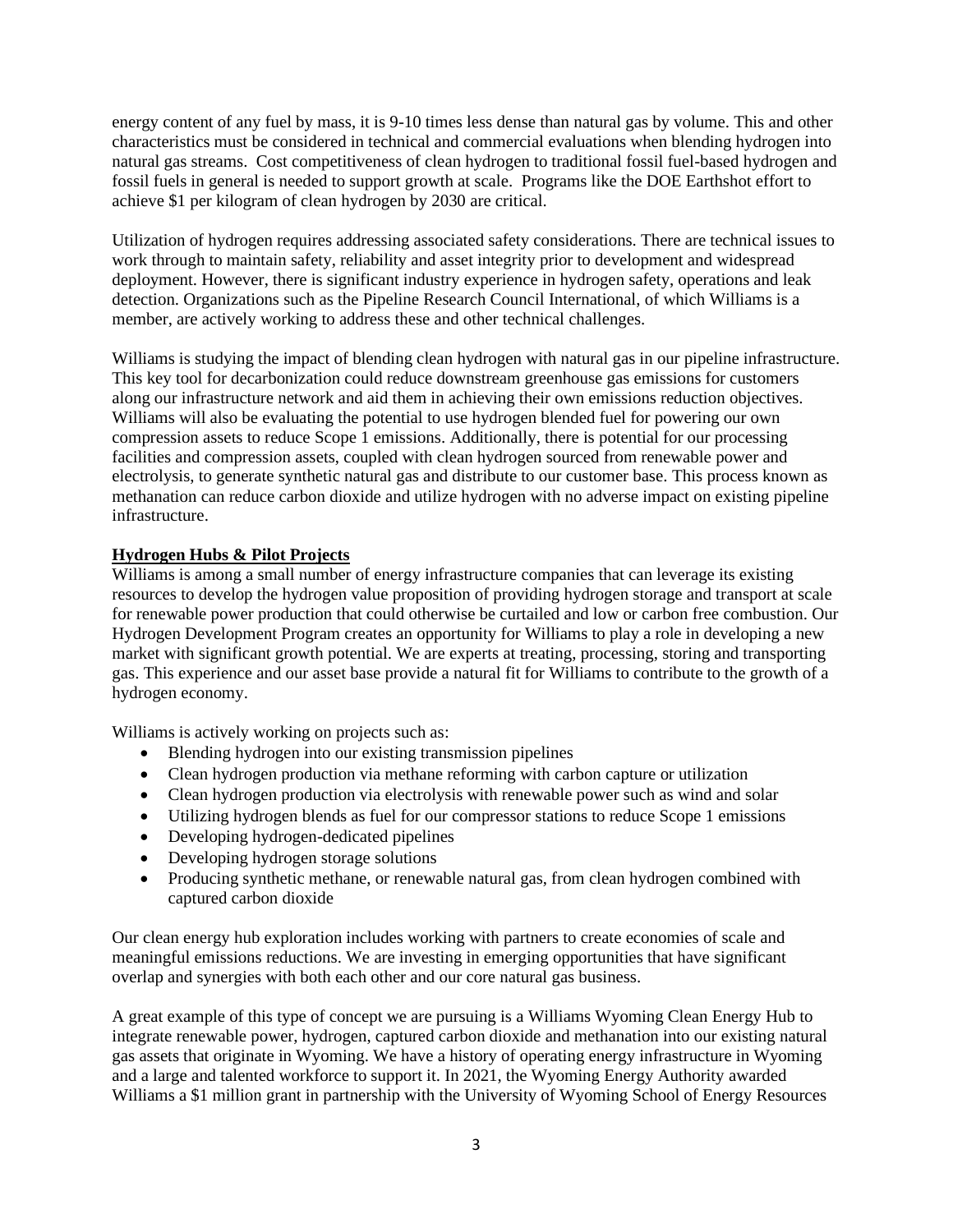energy content of any fuel by mass, it is 9-10 times less dense than natural gas by volume. This and other characteristics must be considered in technical and commercial evaluations when blending hydrogen into natural gas streams. Cost competitiveness of clean hydrogen to traditional fossil fuel-based hydrogen and fossil fuels in general is needed to support growth at scale. Programs like the DOE Earthshot effort to achieve $1 per kilogram of clean hydrogen by 2030 are critical.

Utilization of hydrogen requires addressing associated safety considerations. There are technical issues to work through to maintain safety, reliability and asset integrity prior to development and widespread deployment. However, there is significant industry experience in hydrogen safety, operations and leak detection. Organizations such as the Pipeline Research Council International, of which Williams is a member, are actively working to address these and other technical challenges.

Williams is studying the impact of blending clean hydrogen with natural gas in our pipeline infrastructure. This key tool for decarbonization could reduce downstream greenhouse gas emissions for customers along our infrastructure network and aid them in achieving their own emissions reduction objectives. Williams will also be evaluating the potential to use hydrogen blended fuel for powering our own compression assets to reduce Scope 1 emissions. Additionally, there is potential for our processing facilities and compression assets, coupled with clean hydrogen sourced from renewable power and electrolysis, to generate synthetic natural gas and distribute to our customer base. This process known as methanation can reduce carbon dioxide and utilize hydrogen with no adverse impact on existing pipeline infrastructure.

**Hydrogen Hubs & Pilot Projects**

Williams is among a small number of energy infrastructure companies that can leverage its existing resources to develop the hydrogen value proposition of providing hydrogen storage and transport at scale for renewable power production that could otherwise be curtailed and low or carbon free combustion. Our Hydrogen Development Program creates an opportunity for Williams to play a role in developing a new market with significant growth potential. We are experts at treating, processing, storing and transporting gas. This experience and our asset base provide a natural fit for Williams to contribute to the growth of a hydrogen economy.

Williams is actively working on projects such as:

- Blending hydrogen into our existing transmission pipelines
- Clean hydrogen production via methane reforming with carbon capture or utilization
- Clean hydrogen production via electrolysis with renewable power such as wind and solar
- Utilizing hydrogen blends as fuel for our compressor stations to reduce Scope 1 emissions
- Developing hydrogen-dedicated pipelines
- Developing hydrogen storage solutions
- Producing synthetic methane, or renewable natural gas, from clean hydrogen combined with captured carbon dioxide

Our clean energy hub exploration includes working with partners to create economies of scale and meaningful emissions reductions. We are investing in emerging opportunities that have significant overlap and synergies with both each other and our core natural gas business.

A great example of this type of concept we are pursuing is a Williams Wyoming Clean Energy Hub to integrate renewable power, hydrogen, captured carbon dioxide and methanation into our existing natural gas assets that originate in Wyoming. We have a history of operating energy infrastructure in Wyoming and a large and talented workforce to support it. In 2021, the Wyoming Energy Authority awarded Williams a $1 million grant in partnership with the University of Wyoming School of Energy Resources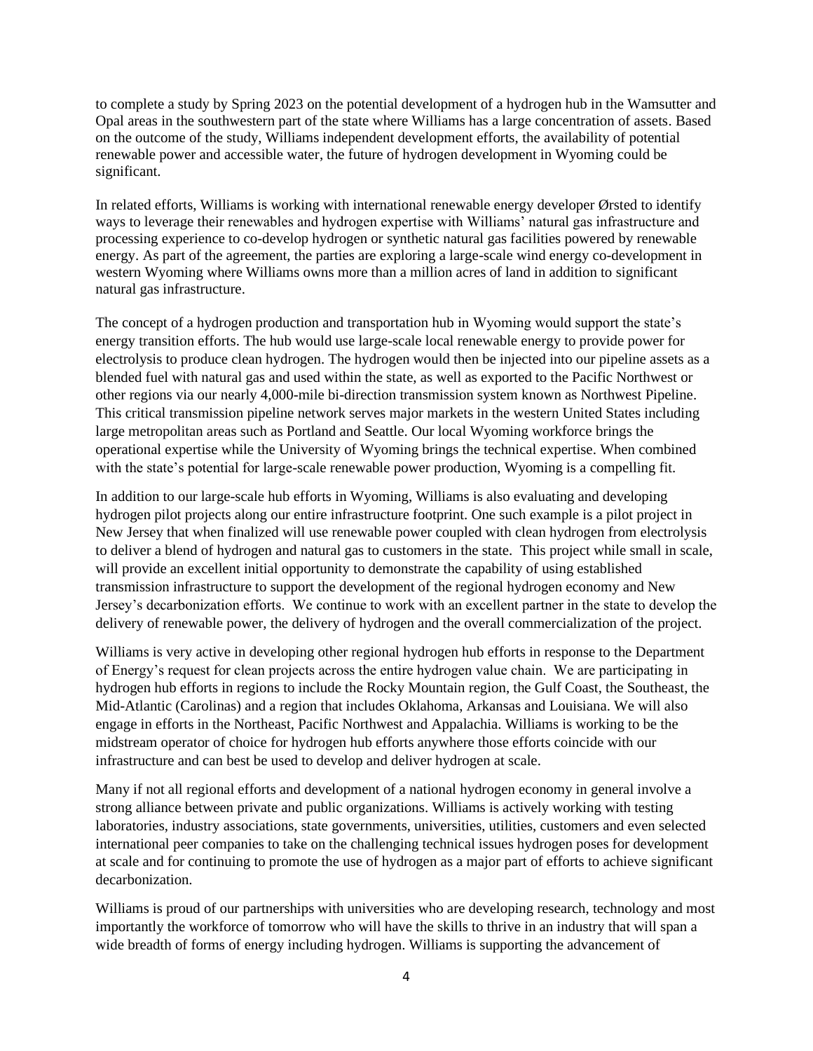to complete a study by Spring 2023 on the potential development of a hydrogen hub in the Wamsutter and Opal areas in the southwestern part of the state where Williams has a large concentration of assets. Based on the outcome of the study, Williams independent development efforts, the availability of potential renewable power and accessible water, the future of hydrogen development in Wyoming could be significant.

In related efforts, Williams is working with international renewable energy developer Ørsted to identify ways to leverage their renewables and hydrogen expertise with Williams' natural gas infrastructure and processing experience to co-develop hydrogen or synthetic natural gas facilities powered by renewable energy. As part of the agreement, the parties are exploring a large-scale wind energy co-development in western Wyoming where Williams owns more than a million acres of land in addition to significant natural gas infrastructure.

The concept of a hydrogen production and transportation hub in Wyoming would support the state's energy transition efforts. The hub would use large-scale local renewable energy to provide power for electrolysis to produce clean hydrogen. The hydrogen would then be injected into our pipeline assets as a blended fuel with natural gas and used within the state, as well as exported to the Pacific Northwest or other regions via our nearly 4,000-mile bi-direction transmission system known as Northwest Pipeline. This critical transmission pipeline network serves major markets in the western United States including large metropolitan areas such as Portland and Seattle. Our local Wyoming workforce brings the operational expertise while the University of Wyoming brings the technical expertise. When combined with the state's potential for large-scale renewable power production, Wyoming is a compelling fit.

In addition to our large-scale hub efforts in Wyoming, Williams is also evaluating and developing hydrogen pilot projects along our entire infrastructure footprint. One such example is a pilot project in New Jersey that when finalized will use renewable power coupled with clean hydrogen from electrolysis to deliver a blend of hydrogen and natural gas to customers in the state. This project while small in scale, will provide an excellent initial opportunity to demonstrate the capability of using established transmission infrastructure to support the development of the regional hydrogen economy and New Jersey's decarbonization efforts. We continue to work with an excellent partner in the state to develop the delivery of renewable power, the delivery of hydrogen and the overall commercialization of the project.

Williams is very active in developing other regional hydrogen hub efforts in response to the Department of Energy's request for clean projects across the entire hydrogen value chain. We are participating in hydrogen hub efforts in regions to include the Rocky Mountain region, the Gulf Coast, the Southeast, the Mid-Atlantic (Carolinas) and a region that includes Oklahoma, Arkansas and Louisiana. We will also engage in efforts in the Northeast, Pacific Northwest and Appalachia. Williams is working to be the midstream operator of choice for hydrogen hub efforts anywhere those efforts coincide with our infrastructure and can best be used to develop and deliver hydrogen at scale.

Many if not all regional efforts and development of a national hydrogen economy in general involve a strong alliance between private and public organizations. Williams is actively working with testing laboratories, industry associations, state governments, universities, utilities, customers and even selected international peer companies to take on the challenging technical issues hydrogen poses for development at scale and for continuing to promote the use of hydrogen as a major part of efforts to achieve significant decarbonization.

Williams is proud of our partnerships with universities who are developing research, technology and most importantly the workforce of tomorrow who will have the skills to thrive in an industry that will span a wide breadth of forms of energy including hydrogen. Williams is supporting the advancement of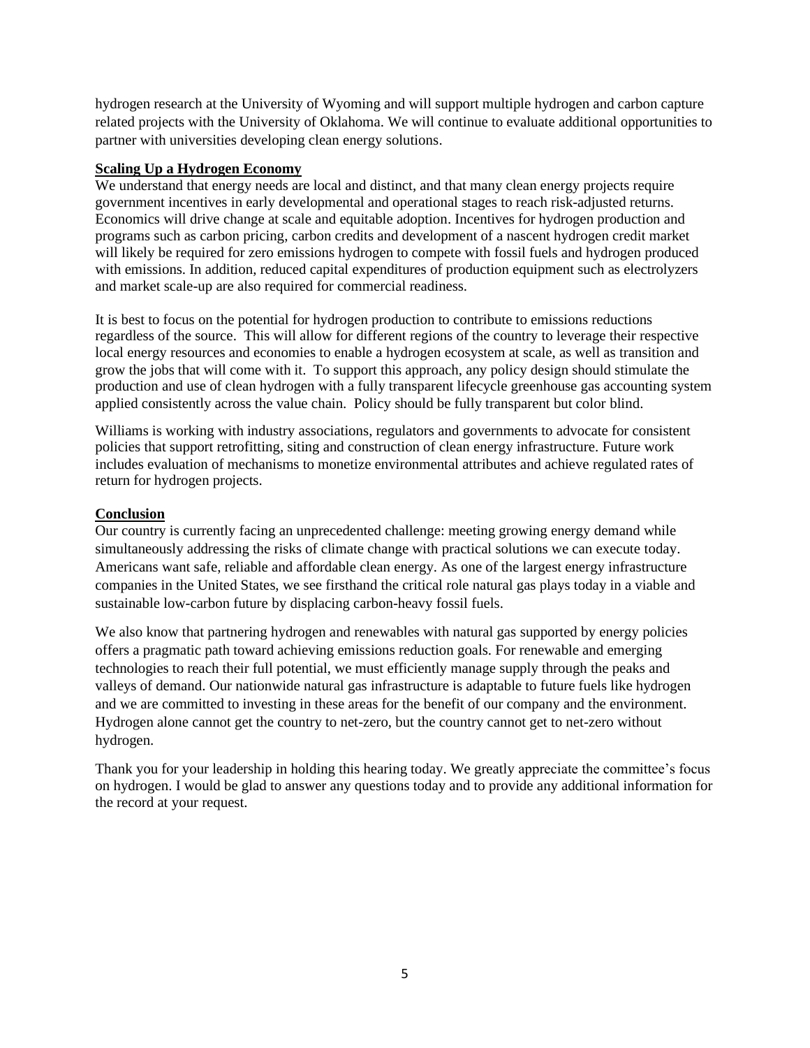hydrogen research at the University of Wyoming and will support multiple hydrogen and carbon capture related projects with the University of Oklahoma. We will continue to evaluate additional opportunities to partner with universities developing clean energy solutions.

**Scaling Up a Hydrogen Economy**

We understand that energy needs are local and distinct, and that many clean energy projects require government incentives in early developmental and operational stages to reach risk-adjusted returns. Economics will drive change at scale and equitable adoption. Incentives for hydrogen production and programs such as carbon pricing, carbon credits and development of a nascent hydrogen credit market will likely be required for zero emissions hydrogen to compete with fossil fuels and hydrogen produced with emissions. In addition, reduced capital expenditures of production equipment such as electrolyzers and market scale-up are also required for commercial readiness.

It is best to focus on the potential for hydrogen production to contribute to emissions reductions regardless of the source. This will allow for different regions of the country to leverage their respective local energy resources and economies to enable a hydrogen ecosystem at scale, as well as transition and grow the jobs that will come with it. To support this approach, any policy design should stimulate the production and use of clean hydrogen with a fully transparent lifecycle greenhouse gas accounting system applied consistently across the value chain. Policy should be fully transparent but color blind.

Williams is working with industry associations, regulators and governments to advocate for consistent policies that support retrofitting, siting and construction of clean energy infrastructure. Future work includes evaluation of mechanisms to monetize environmental attributes and achieve regulated rates of return for hydrogen projects.

**Conclusion**

Our country is currently facing an unprecedented challenge: meeting growing energy demand while simultaneously addressing the risks of climate change with practical solutions we can execute today. Americans want safe, reliable and affordable clean energy. As one of the largest energy infrastructure companies in the United States, we see firsthand the critical role natural gas plays today in a viable and sustainable low-carbon future by displacing carbon-heavy fossil fuels.

We also know that partnering hydrogen and renewables with natural gas supported by energy policies offers a pragmatic path toward achieving emissions reduction goals. For renewable and emerging technologies to reach their full potential, we must efficiently manage supply through the peaks and valleys of demand. Our nationwide natural gas infrastructure is adaptable to future fuels like hydrogen and we are committed to investing in these areas for the benefit of our company and the environment. Hydrogen alone cannot get the country to net-zero, but the country cannot get to net-zero without hydrogen.

Thank you for your leadership in holding this hearing today. We greatly appreciate the committee's focus on hydrogen. I would be glad to answer any questions today and to provide any additional information for the record at your request.